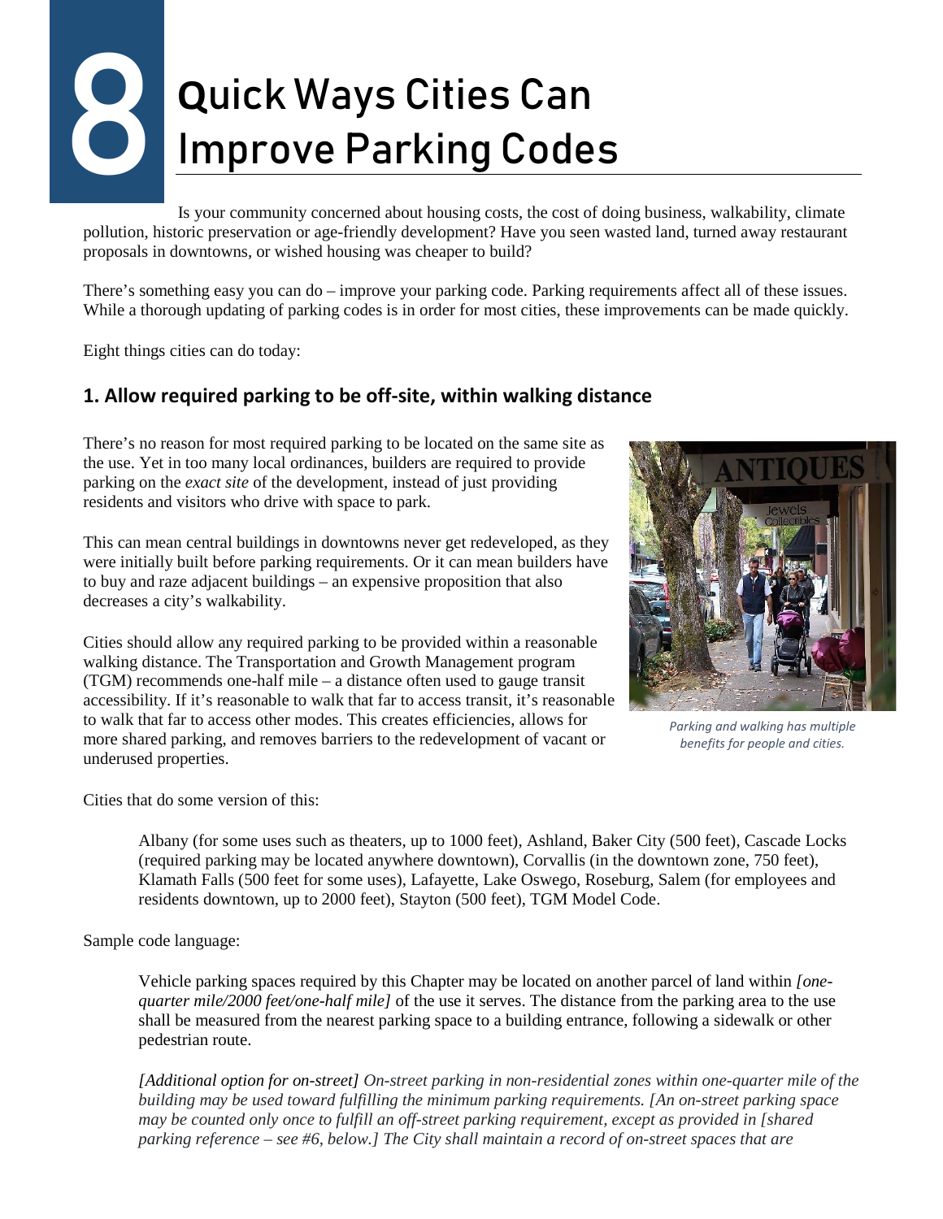# 8 Quick Ways Cities Can Improve Parking Codes

Is your community concerned about housing costs, the cost of doing business, walkability, climate pollution, historic preservation or age-friendly development? Have you seen wasted land, turned away restaurant proposals in downtowns, or wished housing was cheaper to build?

There's something easy you can do – improve your parking code. Parking requirements affect all of these issues. While a thorough updating of parking codes is in order for most cities, these improvements can be made quickly.

Eight things cities can do today:

## 1. Allow required parking to be off-site, within walking distance

There's no reason for most required parking to be located on the same site as the use. Yet in too many local ordinances, builders are required to provide parking on the *exact site* of the development, instead of just providing residents and visitors who drive with space to park.

This can mean central buildings in downtowns never get redeveloped, as they were initially built before parking requirements. Or it can mean builders have to buy and raze adjacent buildings – an expensive proposition that also decreases a city's walkability.

Cities should allow any required parking to be provided within a reasonable walking distance. The Transportation and Growth Management program (TGM) recommends one-half mile – a distance often used to gauge transit accessibility. If it's reasonable to walk that far to access transit, it's reasonable to walk that far to access other modes. This creates efficiencies, allows for more shared parking, and removes barriers to the redevelopment of vacant or underused properties.

*Parking and walking has multiple benefits for people and cities.*

Cities that do some version of this:

> Albany (for some uses such as theaters, up to 1000 feet), Ashland, Baker City (500 feet), Cascade Locks (required parking may be located anywhere downtown), Corvallis (in the downtown zone, 750 feet), Klamath Falls (500 feet for some uses), Lafayette, Lake Oswego, Roseburg, Salem (for employees and residents downtown, up to 2000 feet), Stayton (500 feet), TGM Model Code.

Sample code language:

> Vehicle parking spaces required by this Chapter may be located on another parcel of land within *[one-quarter mile/2000 feet/one-half mile]* of the use it serves. The distance from the parking area to the use shall be measured from the nearest parking space to a building entrance, following a sidewalk or other pedestrian route.
>
> *[Additional option for on-street] On-street parking in non-residential zones within one-quarter mile of the building may be used toward fulfilling the minimum parking requirements. [An on-street parking space may be counted only once to fulfill an off-street parking requirement, except as provided in [shared parking reference – see #6, below.] The City shall maintain a record of on-street spaces that are*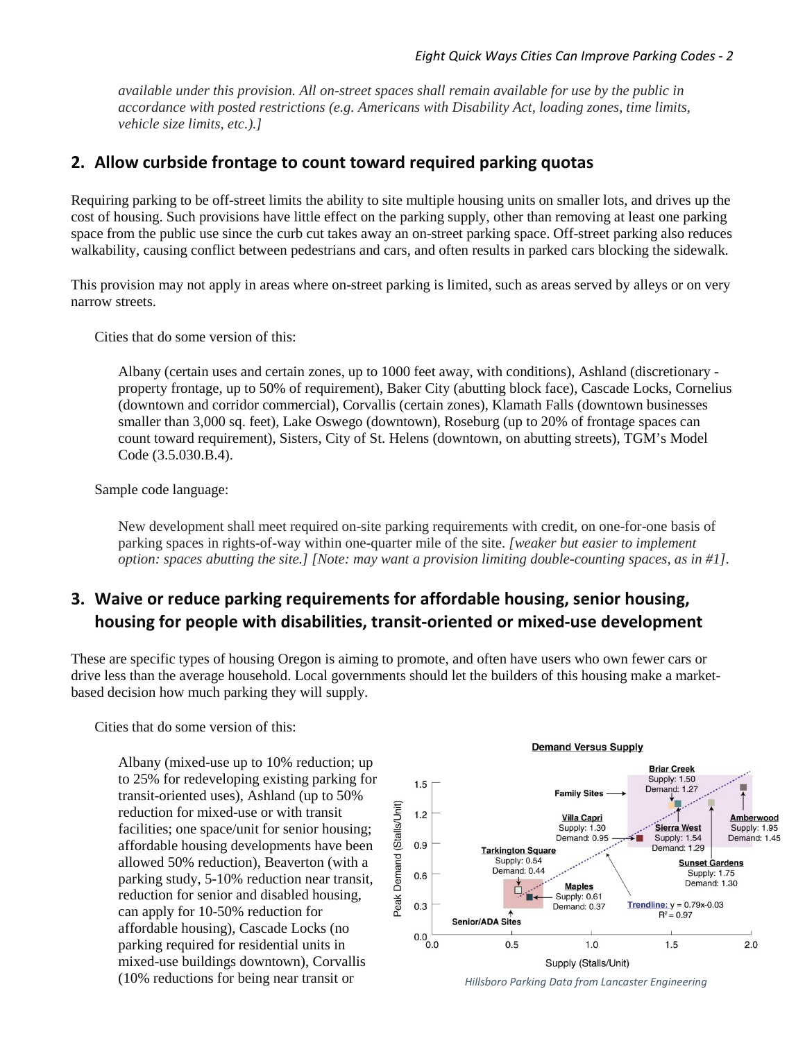*available under this provision. All on-street spaces shall remain available for use by the public in accordance with posted restrictions (e.g. Americans with Disability Act, loading zones, time limits, vehicle size limits, etc.).]*

## 2. Allow curbside frontage to count toward required parking quotas

Requiring parking to be off-street limits the ability to site multiple housing units on smaller lots, and drives up the cost of housing. Such provisions have little effect on the parking supply, other than removing at least one parking space from the public use since the curb cut takes away an on-street parking space. Off-street parking also reduces walkability, causing conflict between pedestrians and cars, and often results in parked cars blocking the sidewalk.

This provision may not apply in areas where on-street parking is limited, such as areas served by alleys or on very narrow streets.

Cities that do some version of this:

Albany (certain uses and certain zones, up to 1000 feet away, with conditions), Ashland (discretionary - property frontage, up to 50% of requirement), Baker City (abutting block face), Cascade Locks, Cornelius (downtown and corridor commercial), Corvallis (certain zones), Klamath Falls (downtown businesses smaller than 3,000 sq. feet), Lake Oswego (downtown), Roseburg (up to 20% of frontage spaces can count toward requirement), Sisters, City of St. Helens (downtown, on abutting streets), TGM's Model Code (3.5.030.B.4).

Sample code language:

New development shall meet required on-site parking requirements with credit, on one-for-one basis of parking spaces in rights-of-way within one-quarter mile of the site. *[weaker but easier to implement option: spaces abutting the site.] [Note: may want a provision limiting double-counting spaces, as in #1].*

## 3. Waive or reduce parking requirements for affordable housing, senior housing, housing for people with disabilities, transit-oriented or mixed-use development

These are specific types of housing Oregon is aiming to promote, and often have users who own fewer cars or drive less than the average household. Local governments should let the builders of this housing make a market-based decision how much parking they will supply.

Cities that do some version of this:

Albany (mixed-use up to 10% reduction; up to 25% for redeveloping existing parking for transit-oriented uses), Ashland (up to 50% reduction for mixed-use or with transit facilities; one space/unit for senior housing; affordable housing developments have been allowed 50% reduction), Beaverton (with a parking study, 5-10% reduction near transit, reduction for senior and disabled housing, can apply for 10-50% reduction for affordable housing), Cascade Locks (no parking required for residential units in mixed-use buildings downtown), Corvallis (10% reductions for being near transit or

**Demand Versus Supply**

| Site | Group | Supply (Stalls/Unit) | Peak Demand (Stalls/Unit) |
|---|---|---|---|
| Tarkington Square | Senior/ADA Sites | 0.54 | 0.44 |
| Maples | Senior/ADA Sites | 0.61 | 0.37 |
| Villa Capri | | 1.30 | 0.95 |
| Briar Creek | Family Sites | 1.50 | 1.27 |
| Sierra West | Family Sites | 1.54 | 1.29 |
| Sunset Gardens | Family Sites | 1.75 | 1.30 |
| Amberwood | Family Sites | 1.95 | 1.45 |

Trendline: $y = 0.79x - 0.03$, $R^2 = 0.97$

*Hillsboro Parking Data from Lancaster Engineering*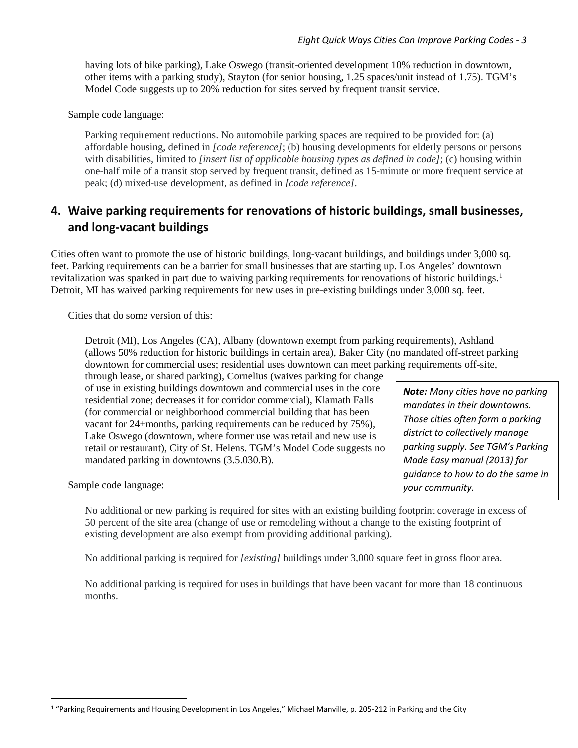having lots of bike parking), Lake Oswego (transit-oriented development 10% reduction in downtown, other items with a parking study), Stayton (for senior housing, 1.25 spaces/unit instead of 1.75). TGM's Model Code suggests up to 20% reduction for sites served by frequent transit service.

Sample code language:

Parking requirement reductions. No automobile parking spaces are required to be provided for: (a) affordable housing, defined in *[code reference]*; (b) housing developments for elderly persons or persons with disabilities, limited to *[insert list of applicable housing types as defined in code]*; (c) housing within one-half mile of a transit stop served by frequent transit, defined as 15-minute or more frequent service at peak; (d) mixed-use development, as defined in *[code reference]*.

## 4. Waive parking requirements for renovations of historic buildings, small businesses, and long-vacant buildings

Cities often want to promote the use of historic buildings, long-vacant buildings, and buildings under 3,000 sq. feet. Parking requirements can be a barrier for small businesses that are starting up. Los Angeles' downtown revitalization was sparked in part due to waiving parking requirements for renovations of historic buildings.[1] Detroit, MI has waived parking requirements for new uses in pre-existing buildings under 3,000 sq. feet.

Cities that do some version of this:

Detroit (MI), Los Angeles (CA), Albany (downtown exempt from parking requirements), Ashland (allows 50% reduction for historic buildings in certain area), Baker City (no mandated off-street parking downtown for commercial uses; residential uses downtown can meet parking requirements off-site, through lease, or shared parking), Cornelius (waives parking for change of use in existing buildings downtown and commercial uses in the core residential zone; decreases it for corridor commercial), Klamath Falls (for commercial or neighborhood commercial building that has been vacant for 24+months, parking requirements can be reduced by 75%), Lake Oswego (downtown, where former use was retail and new use is retail or restaurant), City of St. Helens. TGM's Model Code suggests no mandated parking in downtowns (3.5.030.B).

> ***Note:*** *Many cities have no parking mandates in their downtowns. Those cities often form a parking district to collectively manage parking supply. See TGM's Parking Made Easy manual (2013) for guidance to how to do the same in your community.*

Sample code language:

No additional or new parking is required for sites with an existing building footprint coverage in excess of 50 percent of the site area (change of use or remodeling without a change to the existing footprint of existing development are also exempt from providing additional parking).

No additional parking is required for *[existing]* buildings under 3,000 square feet in gross floor area.

No additional parking is required for uses in buildings that have been vacant for more than 18 continuous months.

[1] "Parking Requirements and Housing Development in Los Angeles," Michael Manville, p. 205-212 in Parking and the City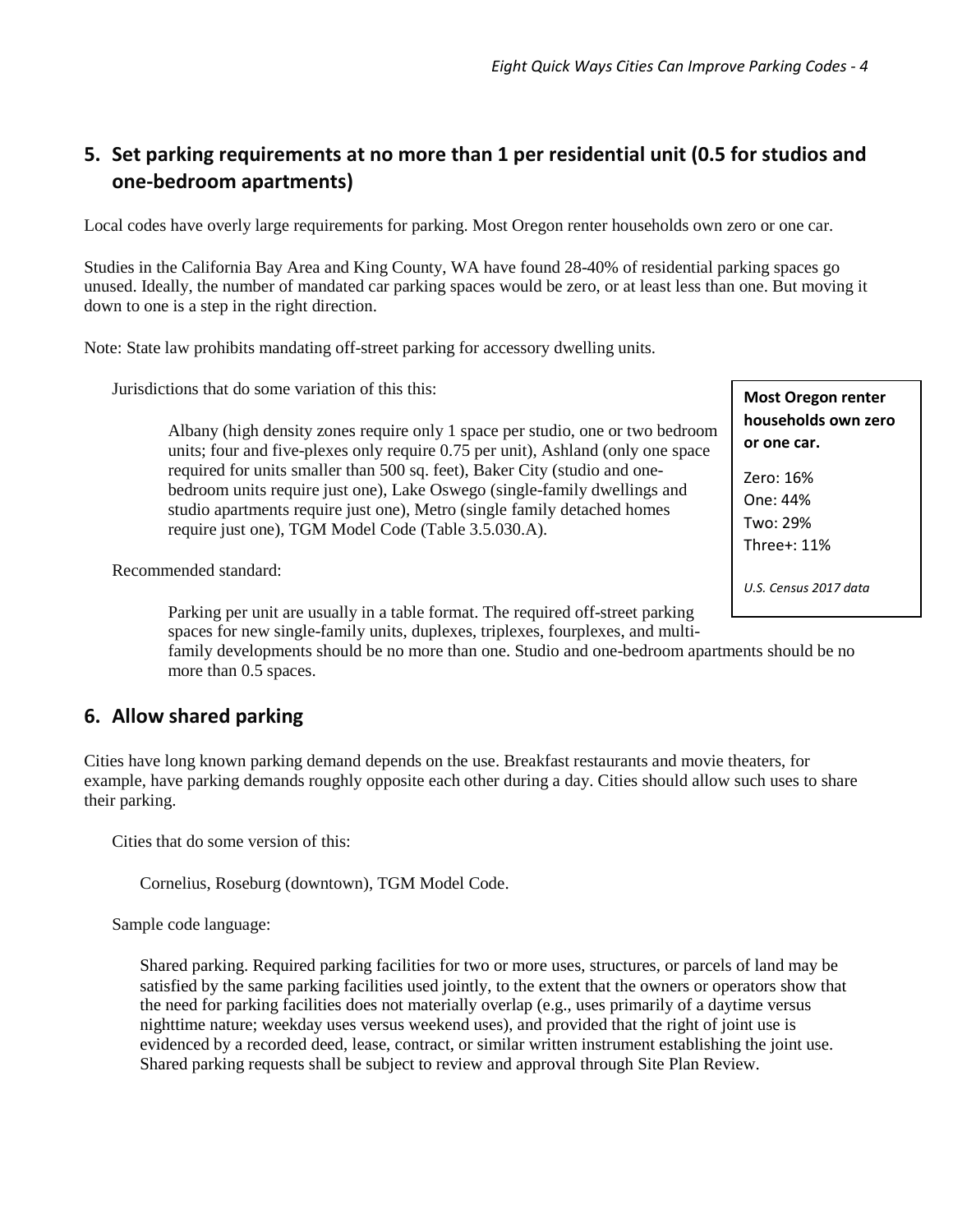## 5. Set parking requirements at no more than 1 per residential unit (0.5 for studios and one-bedroom apartments)

Local codes have overly large requirements for parking. Most Oregon renter households own zero or one car.

Studies in the California Bay Area and King County, WA have found 28-40% of residential parking spaces go unused. Ideally, the number of mandated car parking spaces would be zero, or at least less than one. But moving it down to one is a step in the right direction.

Note: State law prohibits mandating off-street parking for accessory dwelling units.

Jurisdictions that do some variation of this this:

> Albany (high density zones require only 1 space per studio, one or two bedroom units; four and five-plexes only require 0.75 per unit), Ashland (only one space required for units smaller than 500 sq. feet), Baker City (studio and one-bedroom units require just one), Lake Oswego (single-family dwellings and studio apartments require just one), Metro (single family detached homes require just one), TGM Model Code (Table 3.5.030.A).

Recommended standard:

> Parking per unit are usually in a table format. The required off-street parking spaces for new single-family units, duplexes, triplexes, fourplexes, and multi-family developments should be no more than one. Studio and one-bedroom apartments should be no more than 0.5 spaces.

**Most Oregon renter households own zero or one car.**

Zero: 16%
One: 44%
Two: 29%
Three+: 11%

*U.S. Census 2017 data*

## 6. Allow shared parking

Cities have long known parking demand depends on the use. Breakfast restaurants and movie theaters, for example, have parking demands roughly opposite each other during a day. Cities should allow such uses to share their parking.

Cities that do some version of this:

> Cornelius, Roseburg (downtown), TGM Model Code.

Sample code language:

> Shared parking. Required parking facilities for two or more uses, structures, or parcels of land may be satisfied by the same parking facilities used jointly, to the extent that the owners or operators show that the need for parking facilities does not materially overlap (e.g., uses primarily of a daytime versus nighttime nature; weekday uses versus weekend uses), and provided that the right of joint use is evidenced by a recorded deed, lease, contract, or similar written instrument establishing the joint use. Shared parking requests shall be subject to review and approval through Site Plan Review.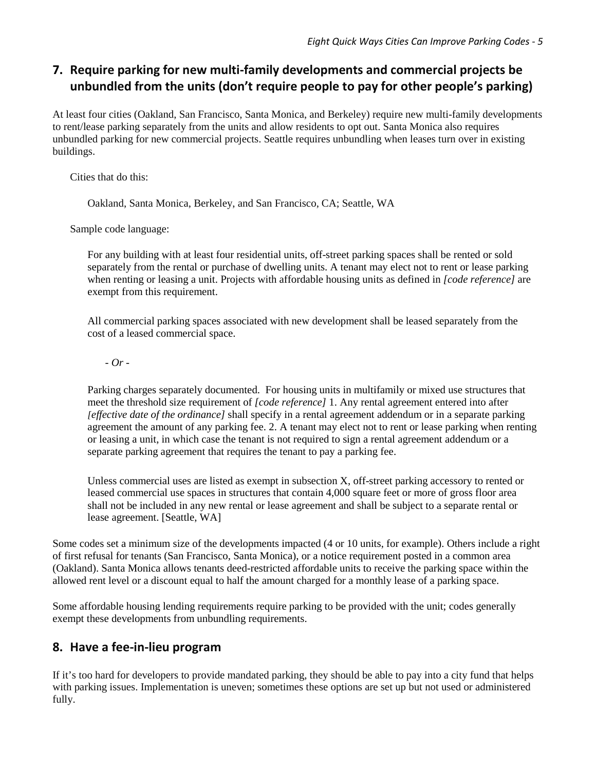## 7. Require parking for new multi-family developments and commercial projects be unbundled from the units (don't require people to pay for other people's parking)

At least four cities (Oakland, San Francisco, Santa Monica, and Berkeley) require new multi-family developments to rent/lease parking separately from the units and allow residents to opt out. Santa Monica also requires unbundled parking for new commercial projects. Seattle requires unbundling when leases turn over in existing buildings.

Cities that do this:

Oakland, Santa Monica, Berkeley, and San Francisco, CA; Seattle, WA

Sample code language:

For any building with at least four residential units, off-street parking spaces shall be rented or sold separately from the rental or purchase of dwelling units. A tenant may elect not to rent or lease parking when renting or leasing a unit. Projects with affordable housing units as defined in *[code reference]* are exempt from this requirement.

All commercial parking spaces associated with new development shall be leased separately from the cost of a leased commercial space.

*- Or -*

Parking charges separately documented. For housing units in multifamily or mixed use structures that meet the threshold size requirement of *[code reference]* 1. Any rental agreement entered into after *[effective date of the ordinance]* shall specify in a rental agreement addendum or in a separate parking agreement the amount of any parking fee. 2. A tenant may elect not to rent or lease parking when renting or leasing a unit, in which case the tenant is not required to sign a rental agreement addendum or a separate parking agreement that requires the tenant to pay a parking fee.

Unless commercial uses are listed as exempt in subsection X, off-street parking accessory to rented or leased commercial use spaces in structures that contain 4,000 square feet or more of gross floor area shall not be included in any new rental or lease agreement and shall be subject to a separate rental or lease agreement. [Seattle, WA]

Some codes set a minimum size of the developments impacted (4 or 10 units, for example). Others include a right of first refusal for tenants (San Francisco, Santa Monica), or a notice requirement posted in a common area (Oakland). Santa Monica allows tenants deed-restricted affordable units to receive the parking space within the allowed rent level or a discount equal to half the amount charged for a monthly lease of a parking space.

Some affordable housing lending requirements require parking to be provided with the unit; codes generally exempt these developments from unbundling requirements.

## 8. Have a fee-in-lieu program

If it's too hard for developers to provide mandated parking, they should be able to pay into a city fund that helps with parking issues. Implementation is uneven; sometimes these options are set up but not used or administered fully.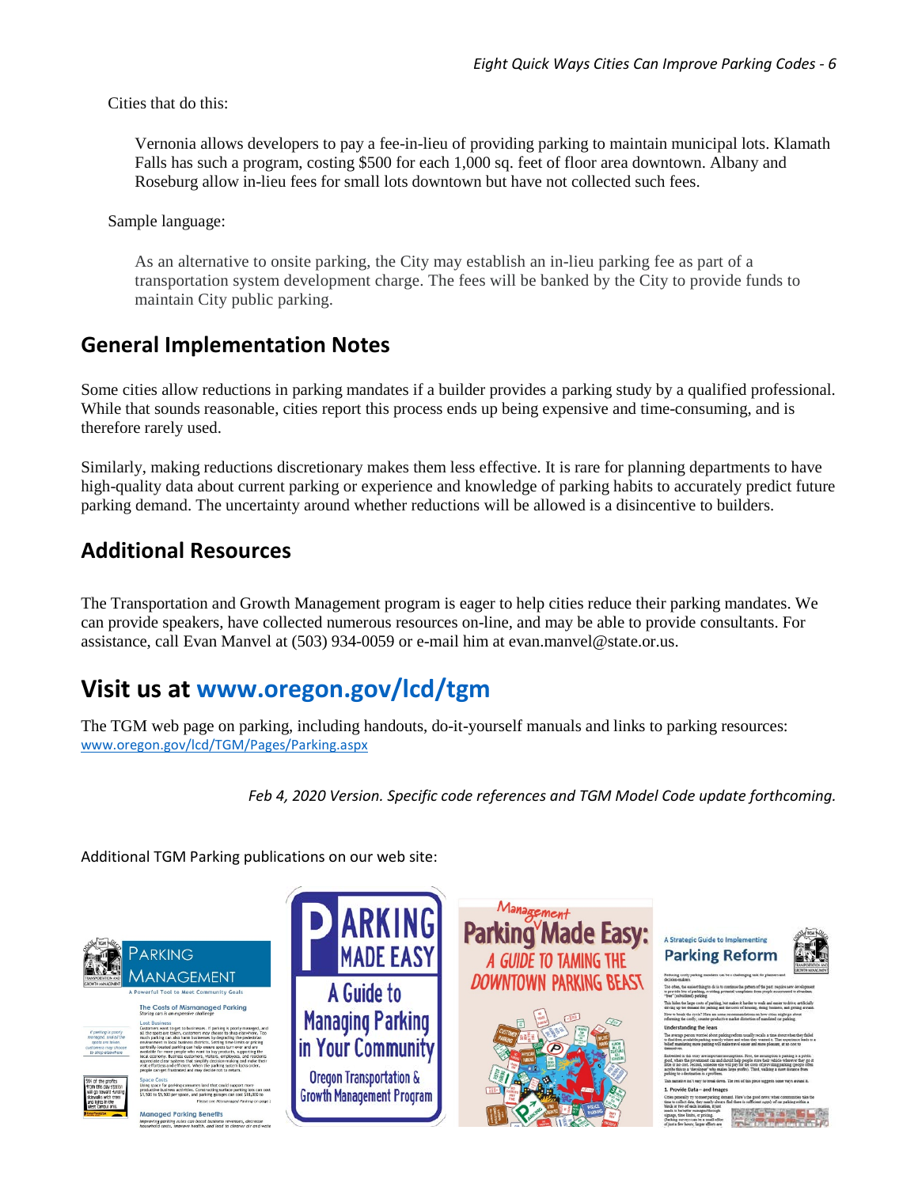Cities that do this:

> Vernonia allows developers to pay a fee-in-lieu of providing parking to maintain municipal lots. Klamath Falls has such a program, costing $500 for each 1,000 sq. feet of floor area downtown. Albany and Roseburg allow in-lieu fees for small lots downtown but have not collected such fees.

Sample language:

> As an alternative to onsite parking, the City may establish an in-lieu parking fee as part of a transportation system development charge. The fees will be banked by the City to provide funds to maintain City public parking.

## General Implementation Notes

Some cities allow reductions in parking mandates if a builder provides a parking study by a qualified professional. While that sounds reasonable, cities report this process ends up being expensive and time-consuming, and is therefore rarely used.

Similarly, making reductions discretionary makes them less effective. It is rare for planning departments to have high-quality data about current parking or experience and knowledge of parking habits to accurately predict future parking demand. The uncertainty around whether reductions will be allowed is a disincentive to builders.

## Additional Resources

The Transportation and Growth Management program is eager to help cities reduce their parking mandates. We can provide speakers, have collected numerous resources on-line, and may be able to provide consultants. For assistance, call Evan Manvel at (503) 934-0059 or e-mail him at evan.manvel@state.or.us.

# Visit us at www.oregon.gov/lcd/tgm

The TGM web page on parking, including handouts, do-it-yourself manuals and links to parking resources: www.oregon.gov/lcd/TGM/Pages/Parking.aspx

*Feb 4, 2020 Version. Specific code references and TGM Model Code update forthcoming.*

Additional TGM Parking publications on our web site: